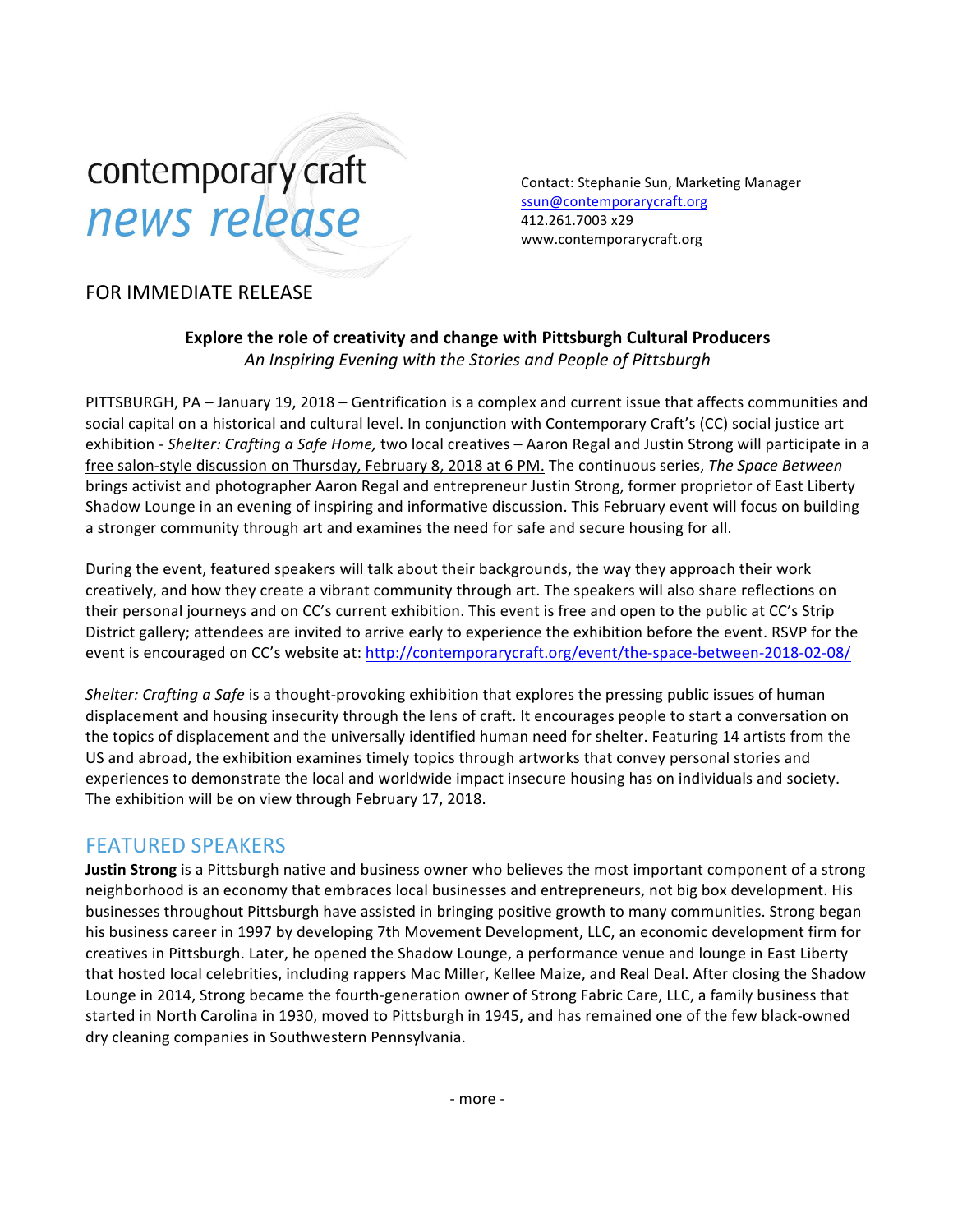contemporary craft
*news release*

Contact: Stephanie Sun, Marketing Manager
ssun@contemporarycraft.org
412.261.7003 x29
www.contemporarycraft.org

FOR IMMEDIATE RELEASE

**Explore the role of creativity and change with Pittsburgh Cultural Producers**
*An Inspiring Evening with the Stories and People of Pittsburgh*

PITTSBURGH, PA – January 19, 2018 – Gentrification is a complex and current issue that affects communities and social capital on a historical and cultural level. In conjunction with Contemporary Craft's (CC) social justice art exhibition - *Shelter: Crafting a Safe Home,* two local creatives – Aaron Regal and Justin Strong will participate in a free salon-style discussion on Thursday, February 8, 2018 at 6 PM. The continuous series, *The Space Between* brings activist and photographer Aaron Regal and entrepreneur Justin Strong, former proprietor of East Liberty Shadow Lounge in an evening of inspiring and informative discussion. This February event will focus on building a stronger community through art and examines the need for safe and secure housing for all.

During the event, featured speakers will talk about their backgrounds, the way they approach their work creatively, and how they create a vibrant community through art. The speakers will also share reflections on their personal journeys and on CC's current exhibition. This event is free and open to the public at CC's Strip District gallery; attendees are invited to arrive early to experience the exhibition before the event. RSVP for the event is encouraged on CC's website at: http://contemporarycraft.org/event/the-space-between-2018-02-08/

*Shelter: Crafting a Safe* is a thought-provoking exhibition that explores the pressing public issues of human displacement and housing insecurity through the lens of craft. It encourages people to start a conversation on the topics of displacement and the universally identified human need for shelter. Featuring 14 artists from the US and abroad, the exhibition examines timely topics through artworks that convey personal stories and experiences to demonstrate the local and worldwide impact insecure housing has on individuals and society. The exhibition will be on view through February 17, 2018.

## FEATURED SPEAKERS

**Justin Strong** is a Pittsburgh native and business owner who believes the most important component of a strong neighborhood is an economy that embraces local businesses and entrepreneurs, not big box development. His businesses throughout Pittsburgh have assisted in bringing positive growth to many communities. Strong began his business career in 1997 by developing 7th Movement Development, LLC, an economic development firm for creatives in Pittsburgh. Later, he opened the Shadow Lounge, a performance venue and lounge in East Liberty that hosted local celebrities, including rappers Mac Miller, Kellee Maize, and Real Deal. After closing the Shadow Lounge in 2014, Strong became the fourth-generation owner of Strong Fabric Care, LLC, a family business that started in North Carolina in 1930, moved to Pittsburgh in 1945, and has remained one of the few black-owned dry cleaning companies in Southwestern Pennsylvania.

- more -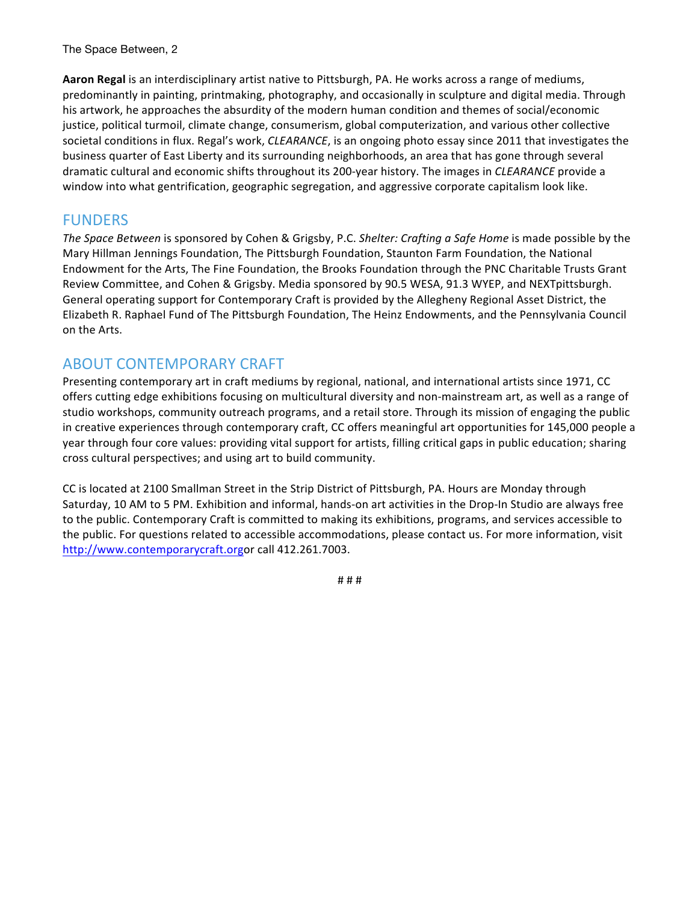**Aaron Regal** is an interdisciplinary artist native to Pittsburgh, PA. He works across a range of mediums, predominantly in painting, printmaking, photography, and occasionally in sculpture and digital media. Through his artwork, he approaches the absurdity of the modern human condition and themes of social/economic justice, political turmoil, climate change, consumerism, global computerization, and various other collective societal conditions in flux. Regal's work, *CLEARANCE*, is an ongoing photo essay since 2011 that investigates the business quarter of East Liberty and its surrounding neighborhoods, an area that has gone through several dramatic cultural and economic shifts throughout its 200-year history. The images in *CLEARANCE* provide a window into what gentrification, geographic segregation, and aggressive corporate capitalism look like.

## FUNDERS

*The Space Between* is sponsored by Cohen & Grigsby, P.C. *Shelter: Crafting a Safe Home* is made possible by the Mary Hillman Jennings Foundation, The Pittsburgh Foundation, Staunton Farm Foundation, the National Endowment for the Arts, The Fine Foundation, the Brooks Foundation through the PNC Charitable Trusts Grant Review Committee, and Cohen & Grigsby. Media sponsored by 90.5 WESA, 91.3 WYEP, and NEXTpittsburgh. General operating support for Contemporary Craft is provided by the Allegheny Regional Asset District, the Elizabeth R. Raphael Fund of The Pittsburgh Foundation, The Heinz Endowments, and the Pennsylvania Council on the Arts.

## ABOUT CONTEMPORARY CRAFT

Presenting contemporary art in craft mediums by regional, national, and international artists since 1971, CC offers cutting edge exhibitions focusing on multicultural diversity and non-mainstream art, as well as a range of studio workshops, community outreach programs, and a retail store. Through its mission of engaging the public in creative experiences through contemporary craft, CC offers meaningful art opportunities for 145,000 people a year through four core values: providing vital support for artists, filling critical gaps in public education; sharing cross cultural perspectives; and using art to build community.

CC is located at 2100 Smallman Street in the Strip District of Pittsburgh, PA. Hours are Monday through Saturday, 10 AM to 5 PM. Exhibition and informal, hands-on art activities in the Drop-In Studio are always free to the public. Contemporary Craft is committed to making its exhibitions, programs, and services accessible to the public. For questions related to accessible accommodations, please contact us. For more information, visit http://www.contemporarycraft.orgor call 412.261.7003.

# # #